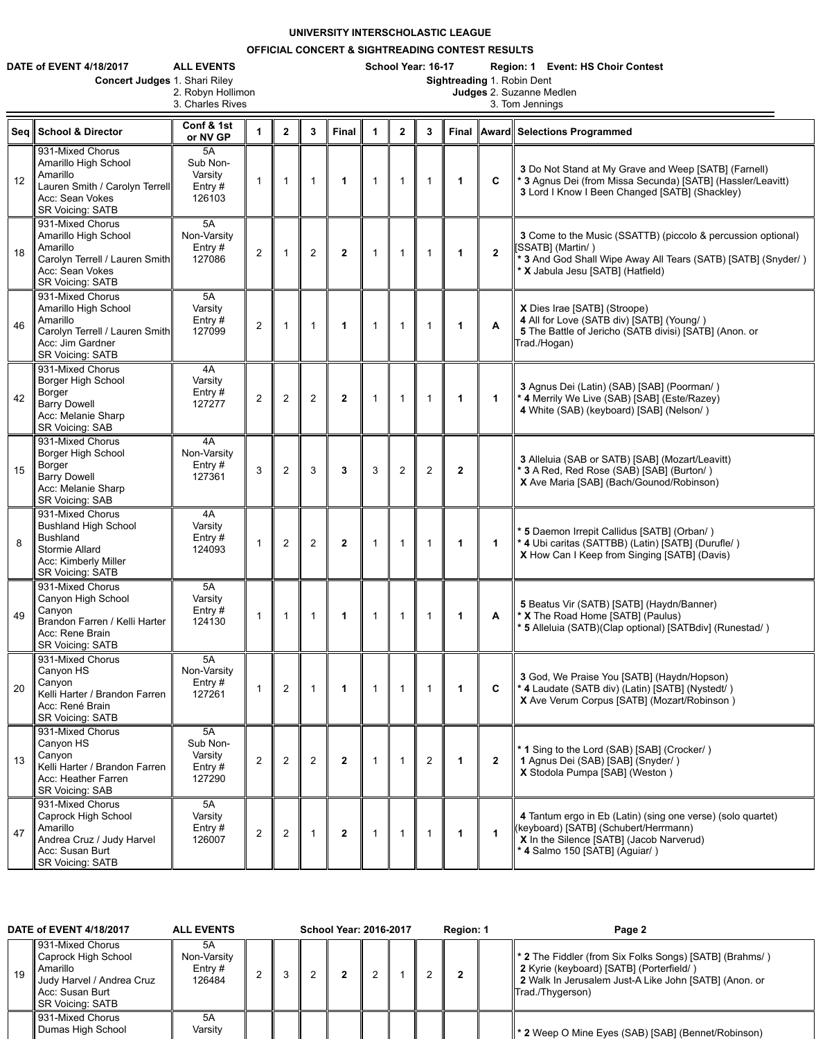# UNIVERSITY INTERSCHOLASTIC LEAGUE

## OFFICIAL CONCERT & SIGHTREADING CONTEST RESULTS

**DATE of EVENT 4/18/2017** **ALL EVENTS** **School Year: 16-17** **Region: 1** **Event: HS Choir Contest**

**Concert Judges** 1. Shari Riley 2. Robyn Hollimon 3. Charles Rives

**Sightreading Judges** 1. Robin Dent 2. Suzanne Medlen 3. Tom Jennings

| Seq | School & Director | Conf & 1st or NV GP | 1 | 2 | 3 | Final | 1 | 2 | 3 | Final | Award | Selections Programmed |
|---|---|---|---|---|---|---|---|---|---|---|---|---|
| 12 | 931-Mixed Chorus Amarillo High School Amarillo Lauren Smith / Carolyn Terrell Acc: Sean Vokes SR Voicing: SATB | 5A Sub Non-Varsity Entry # 126103 | 1 | 1 | 1 | **1** | 1 | 1 | 1 | **1** | **C** | **3** Do Not Stand at My Grave and Weep [SATB] (Farnell) * **3** Agnus Dei (from Missa Secunda) [SATB] (Hassler/Leavitt) **3** Lord I Know I Been Changed [SATB] (Shackley) |
| 18 | 931-Mixed Chorus Amarillo High School Amarillo Carolyn Terrell / Lauren Smith Acc: Sean Vokes SR Voicing: SATB | 5A Non-Varsity Entry # 127086 | 2 | 1 | 2 | **2** | 1 | 1 | 1 | **1** | **2** | **3** Come to the Music (SSATTB) (piccolo & percussion optional) [SSATB] (Martin/ ) * **3** And God Shall Wipe Away All Tears (SATB) [SATB] (Snyder/ ) * **X** Jabula Jesu [SATB] (Hatfield) |
| 46 | 931-Mixed Chorus Amarillo High School Amarillo Carolyn Terrell / Lauren Smith Acc: Jim Gardner SR Voicing: SATB | 5A Varsity Entry # 127099 | 2 | 1 | 1 | **1** | 1 | 1 | 1 | **1** | **A** | **X** Dies Irae [SATB] (Stroope) **4** All for Love (SATB div) [SATB] (Young/ ) **5** The Battle of Jericho (SATB divisi) [SATB] (Anon. or Trad./Hogan) |
| 42 | 931-Mixed Chorus Borger High School Borger Barry Dowell Acc: Melanie Sharp SR Voicing: SAB | 4A Varsity Entry # 127277 | 2 | 2 | 2 | **2** | 1 | 1 | 1 | **1** | **1** | **3** Agnus Dei (Latin) (SAB) [SAB] (Poorman/ ) * **4** Merrily We Live (SAB) [SAB] (Este/Razey) **4** White (SAB) (keyboard) [SAB] (Nelson/ ) |
| 15 | 931-Mixed Chorus Borger High School Borger Barry Dowell Acc: Melanie Sharp SR Voicing: SAB | 4A Non-Varsity Entry # 127361 | 3 | 2 | 3 | **3** | 3 | 2 | 2 | **2** | | **3** Alleluia (SAB or SATB) [SAB] (Mozart/Leavitt) * **3** A Red, Red Rose (SAB) [SAB] (Burton/ ) **X** Ave Maria [SAB] (Bach/Gounod/Robinson) |
| 8 | 931-Mixed Chorus Bushland High School Bushland Stormie Allard Acc: Kimberly Miller SR Voicing: SATB | 4A Varsity Entry # 124093 | 1 | 2 | 2 | **2** | 1 | 1 | 1 | **1** | **1** | * **5** Daemon Irrepit Callidus [SATB] (Orban/ ) * **4** Ubi caritas (SATTBB) (Latin) [SATB] (Durufle/ ) **X** How Can I Keep from Singing [SATB] (Davis) |
| 49 | 931-Mixed Chorus Canyon High School Canyon Brandon Farren / Kelli Harter Acc: Rene Brain SR Voicing: SATB | 5A Varsity Entry # 124130 | 1 | 1 | 1 | **1** | 1 | 1 | 1 | **1** | **A** | **5** Beatus Vir (SATB) [SATB] (Haydn/Banner) * **X** The Road Home [SATB] (Paulus) * **5** Alleluia (SATB)(Clap optional) [SATBdiv] (Runestad/ ) |
| 20 | 931-Mixed Chorus Canyon HS Canyon Kelli Harter / Brandon Farren Acc: René Brain SR Voicing: SATB | 5A Non-Varsity Entry # 127261 | 1 | 2 | 1 | **1** | 1 | 1 | 1 | **1** | **C** | **3** God, We Praise You [SATB] (Haydn/Hopson) * **4** Laudate (SATB div) (Latin) [SATB] (Nystedt/ ) **X** Ave Verum Corpus [SATB] (Mozart/Robinson ) |
| 13 | 931-Mixed Chorus Canyon HS Canyon Kelli Harter / Brandon Farren Acc: Heather Farren SR Voicing: SAB | 5A Sub Non-Varsity Entry # 127290 | 2 | 2 | 2 | **2** | 1 | 1 | 2 | **1** | **2** | * **1** Sing to the Lord (SAB) [SAB] (Crocker/ ) **1** Agnus Dei (SAB) [SAB] (Snyder/ ) **X** Stodola Pumpa [SAB] (Weston ) |
| 47 | 931-Mixed Chorus Caprock High School Amarillo Andrea Cruz / Judy Harvel Acc: Susan Burt SR Voicing: SATB | 5A Varsity Entry # 126007 | 2 | 2 | 1 | **2** | 1 | 1 | 1 | **1** | **1** | **4** Tantum ergo in Eb (Latin) (sing one verse) (solo quartet) (keyboard) [SATB] (Schubert/Herrmann) **X** In the Silence [SATB] (Jacob Narverud) * **4** Salmo 150 [SATB] (Aguiar/ ) |
| 19 | 931-Mixed Chorus Caprock High School Amarillo Judy Harvel / Andrea Cruz Acc: Susan Burt SR Voicing: SATB | 5A Non-Varsity Entry # 126484 | 2 | 3 | 2 | **2** | 2 | 1 | 2 | **2** | | * **2** The Fiddler (from Six Folks Songs) [SATB] (Brahms/ ) **2** Kyrie (keyboard) [SATB] (Porterfield/ ) **2** Walk In Jerusalem Just-A Like John [SATB] (Anon. or Trad./Thygerson) |
| | 931-Mixed Chorus Dumas High School | 5A Varsity | | | | | | | | | | * **2** Weep O Mine Eyes (SAB) [SAB] (Bennet/Robinson) |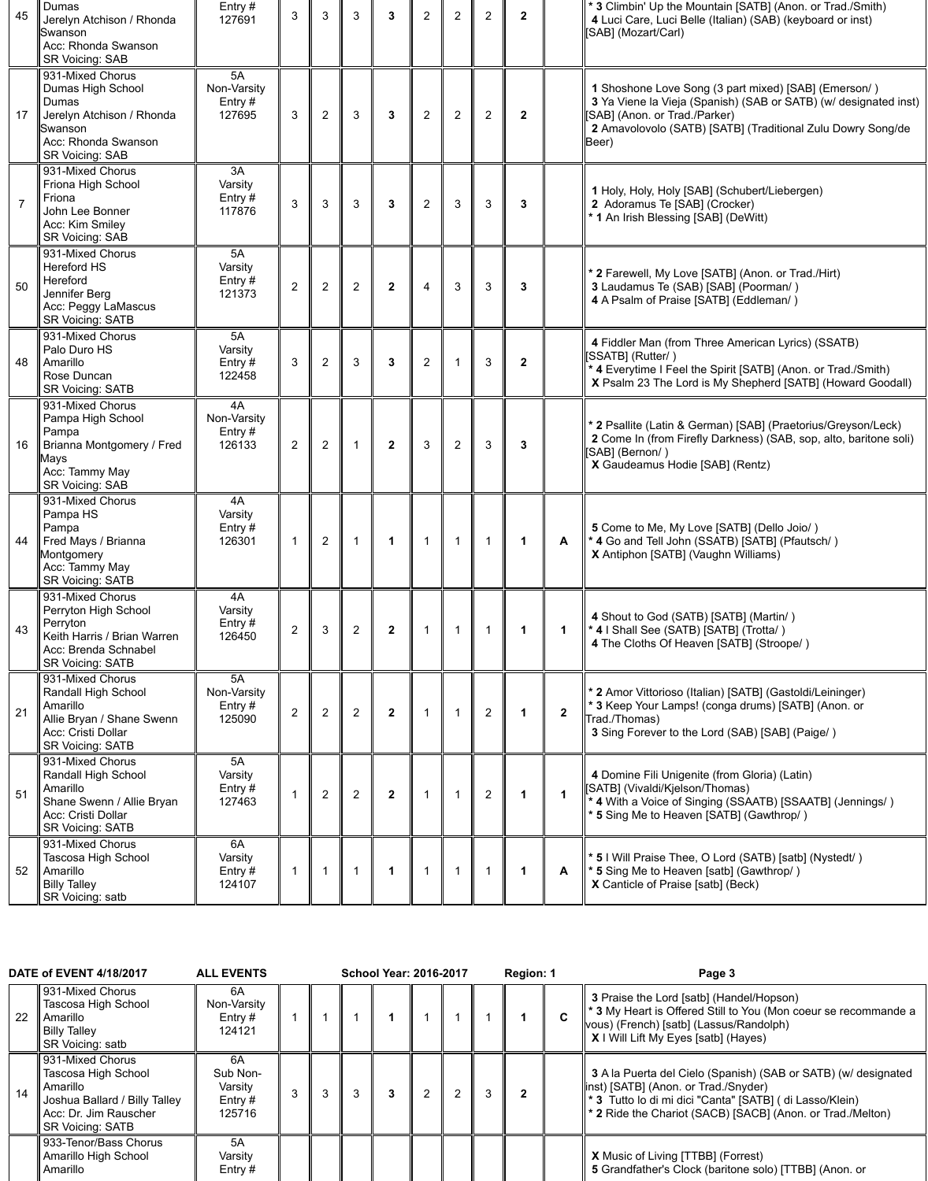| # | Entry | Class | | | | | | | | | | Selections |
|---|---|---|---|---|---|---|---|---|---|---|---|---|
| 45 | Dumas<br>Jerelyn Atchison / Rhonda Swanson<br>Acc: Rhonda Swanson<br>SR Voicing: SAB | Entry #<br>127691 | 3 | 3 | 3 | **3** | 2 | 2 | 2 | **2** | | * **3** Climbin' Up the Mountain [SATB] (Anon. or Trad./Smith)<br>**4** Luci Care, Luci Belle (Italian) (SAB) (keyboard or inst) [SAB] (Mozart/Carl) |
| 17 | 931-Mixed Chorus<br>Dumas High School<br>Dumas<br>Jerelyn Atchison / Rhonda Swanson<br>Acc: Rhonda Swanson<br>SR Voicing: SAB | 5A<br>Non-Varsity<br>Entry #<br>127695 | 3 | 2 | 3 | **3** | 2 | 2 | 2 | **2** | | **1** Shoshone Love Song (3 part mixed) [SAB] (Emerson/ )<br>**3** Ya Viene la Vieja (Spanish) (SAB or SATB) (w/ designated inst) [SAB] (Anon. or Trad./Parker)<br>**2** Amavolovolo (SATB) [SATB] (Traditional Zulu Dowry Song/de Beer) |
| 7 | 931-Mixed Chorus<br>Friona High School<br>Friona<br>John Lee Bonner<br>Acc: Kim Smiley<br>SR Voicing: SAB | 3A<br>Varsity<br>Entry #<br>117876 | 3 | 3 | 3 | **3** | 2 | 3 | 3 | **3** | | **1** Holy, Holy, Holy [SAB] (Schubert/Liebergen)<br>**2** Adoramus Te [SAB] (Crocker)<br>* **1** An Irish Blessing [SAB] (DeWitt) |
| 50 | 931-Mixed Chorus<br>Hereford HS<br>Hereford<br>Jennifer Berg<br>Acc: Peggy LaMascus<br>SR Voicing: SATB | 5A<br>Varsity<br>Entry #<br>121373 | 2 | 2 | 2 | **2** | 4 | 3 | 3 | **3** | | * **2** Farewell, My Love [SATB] (Anon. or Trad./Hirt)<br>**3** Laudamus Te (SAB) [SAB] (Poorman/ )<br>**4** A Psalm of Praise [SATB] (Eddleman/ ) |
| 48 | 931-Mixed Chorus<br>Palo Duro HS<br>Amarillo<br>Rose Duncan<br>SR Voicing: SATB | 5A<br>Varsity<br>Entry #<br>122458 | 3 | 2 | 3 | **3** | 2 | 1 | 3 | **2** | | **4** Fiddler Man (from Three American Lyrics) (SSATB) [SSATB] (Rutter/ )<br>* **4** Everytime I Feel the Spirit [SATB] (Anon. or Trad./Smith)<br>**X** Psalm 23 The Lord is My Shepherd [SATB] (Howard Goodall) |
| 16 | 931-Mixed Chorus<br>Pampa High School<br>Pampa<br>Brianna Montgomery / Fred Mays<br>Acc: Tammy May<br>SR Voicing: SAB | 4A<br>Non-Varsity<br>Entry #<br>126133 | 2 | 2 | 1 | **2** | 3 | 2 | 3 | **3** | | * **2** Psallite (Latin & German) [SAB] (Praetorius/Greyson/Leck)<br>**2** Come In (from Firefly Darkness) (SAB, sop, alto, baritone soli) [SAB] (Bernon/ )<br>**X** Gaudeamus Hodie [SAB] (Rentz) |
| 44 | 931-Mixed Chorus<br>Pampa HS<br>Pampa<br>Fred Mays / Brianna Montgomery<br>Acc: Tammy May<br>SR Voicing: SATB | 4A<br>Varsity<br>Entry #<br>126301 | 1 | 2 | 1 | **1** | 1 | 1 | 1 | **1** | **A** | **5** Come to Me, My Love [SATB] (Dello Joio/ )<br>* **4** Go and Tell John (SSATB) [SATB] (Pfautsch/ )<br>**X** Antiphon [SATB] (Vaughn Williams) |
| 43 | 931-Mixed Chorus<br>Perryton High School<br>Perryton<br>Keith Harris / Brian Warren<br>Acc: Brenda Schnabel<br>SR Voicing: SATB | 4A<br>Varsity<br>Entry #<br>126450 | 2 | 3 | 2 | **2** | 1 | 1 | 1 | **1** | **1** | **4** Shout to God (SATB) [SATB] (Martin/ )<br>* **4** I Shall See (SATB) [SATB] (Trotta/ )<br>**4** The Cloths Of Heaven [SATB] (Stroope/ ) |
| 21 | 931-Mixed Chorus<br>Randall High School<br>Amarillo<br>Allie Bryan / Shane Swenn<br>Acc: Cristi Dollar<br>SR Voicing: SATB | 5A<br>Non-Varsity<br>Entry #<br>125090 | 2 | 2 | 2 | **2** | 1 | 1 | 2 | **1** | **2** | * **2** Amor Vittorioso (Italian) [SATB] (Gastoldi/Leininger)<br>* **3** Keep Your Lamps! (conga drums) [SATB] (Anon. or Trad./Thomas)<br>**3** Sing Forever to the Lord (SAB) [SAB] (Paige/ ) |
| 51 | 931-Mixed Chorus<br>Randall High School<br>Amarillo<br>Shane Swenn / Allie Bryan<br>Acc: Cristi Dollar<br>SR Voicing: SATB | 5A<br>Varsity<br>Entry #<br>127463 | 1 | 2 | 2 | **2** | 1 | 1 | 2 | **1** | **1** | **4** Domine Fili Unigenite (from Gloria) (Latin) [SATB] (Vivaldi/Kjelson/Thomas)<br>* **4** With a Voice of Singing (SSAATB) [SSAATB] (Jennings/ )<br>* **5** Sing Me to Heaven [SATB] (Gawthrop/ ) |
| 52 | 931-Mixed Chorus<br>Tascosa High School<br>Amarillo<br>Billy Talley<br>SR Voicing: satb | 6A<br>Varsity<br>Entry #<br>124107 | 1 | 1 | 1 | **1** | 1 | 1 | 1 | **1** | **A** | * **5** I Will Praise Thee, O Lord (SATB) [satb] (Nystedt/ )<br>* **5** Sing Me to Heaven [satb] (Gawthrop/ )<br>**X** Canticle of Praise [satb] (Beck) |

**DATE of EVENT 4/18/2017** **ALL EVENTS** **School Year: 2016-2017** **Region: 1**

| # | Entry | Class | | | | | | | | | | Selections |
|---|---|---|---|---|---|---|---|---|---|---|---|---|
| 22 | 931-Mixed Chorus<br>Tascosa High School<br>Amarillo<br>Billy Talley<br>SR Voicing: satb | 6A<br>Non-Varsity<br>Entry #<br>124121 | 1 | 1 | 1 | **1** | 1 | 1 | 1 | **1** | **C** | **3** Praise the Lord [satb] (Handel/Hopson)<br>* **3** My Heart is Offered Still to You (Mon coeur se recommande a vous) (French) [satb] (Lassus/Randolph)<br>**X** I Will Lift My Eyes [satb] (Hayes) |
| 14 | 931-Mixed Chorus<br>Tascosa High School<br>Amarillo<br>Joshua Ballard / Billy Talley<br>Acc: Dr. Jim Rauscher<br>SR Voicing: SATB | 6A<br>Sub Non-Varsity<br>Entry #<br>125716 | 3 | 3 | 3 | **3** | 2 | 2 | 3 | **2** | | **3** A la Puerta del Cielo (Spanish) (SAB or SATB) (w/ designated inst) [SATB] (Anon. or Trad./Snyder)<br>* **3** Tutto lo di mi dici "Canta" [SATB] ( di Lasso/Klein)<br>* **2** Ride the Chariot (SACB) [SACB] (Anon. or Trad./Melton) |
| | 933-Tenor/Bass Chorus<br>Amarillo High School<br>Amarillo | 5A<br>Varsity<br>Entry # | | | | | | | | | | **X** Music of Living [TTBB] (Forrest)<br>**5** Grandfather's Clock (baritone solo) [TTBB] (Anon. or |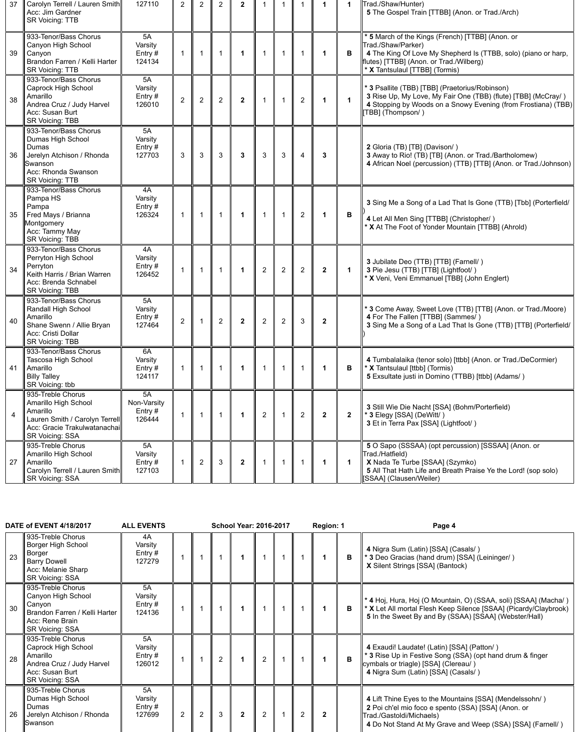| 37 | Carolyn Terrell / Lauren Smith<br>Acc: Jim Gardner<br>SR Voicing: TTB | 127110 | 2 | 2 | 2 | **2** | 1 | 1 | 1 | **1** | **1** | Trad./Shaw/Hunter)<br>**5** The Gospel Train [TTBB] (Anon. or Trad./Arch) |
|---|---|---|---|---|---|---|---|---|---|---|---|---|
| 39 | 933-Tenor/Bass Chorus<br>Canyon High School<br>Canyon<br>Brandon Farren / Kelli Harter<br>SR Voicing: TTB | 5A<br>Varsity<br>Entry #<br>124134 | 1 | 1 | 1 | **1** | 1 | 1 | 1 | **1** | **B** | * **5** March of the Kings (French) [TTBB] (Anon. or Trad./Shaw/Parker)<br>**4** The King Of Love My Shepherd Is (TTBB, solo) (piano or harp, flutes) [TTBB] (Anon. or Trad./Wilberg)<br>* **X** Tantsulaul [TTBB] (Tormis) |
| 38 | 933-Tenor/Bass Chorus<br>Caprock High School<br>Amarillo<br>Andrea Cruz / Judy Harvel<br>Acc: Susan Burt<br>SR Voicing: TBB | 5A<br>Varsity<br>Entry #<br>126010 | 2 | 2 | 2 | **2** | 1 | 1 | 2 | **1** | **1** | * **3** Psallite (TBB) [TBB] (Praetorius/Robinson)<br>**3** Rise Up, My Love, My Fair One (TBB) (flute) [TBB] (McCray/ )<br>**4** Stopping by Woods on a Snowy Evening (from Frostiana) (TBB) [TBB] (Thompson/ ) |
| 36 | 933-Tenor/Bass Chorus<br>Dumas High School<br>Dumas<br>Jerelyn Atchison / Rhonda Swanson<br>Acc: Rhonda Swanson<br>SR Voicing: TTB | 5A<br>Varsity<br>Entry #<br>127703 | 3 | 3 | 3 | **3** | 3 | 3 | 4 | **3** | | **2** Gloria (TB) [TB] (Davison/ )<br>**3** Away to Rio! (TB) [TB] (Anon. or Trad./Bartholomew)<br>**4** African Noel (percussion) (TTB) [TTB] (Anon. or Trad./Johnson) |
| 35 | 933-Tenor/Bass Chorus<br>Pampa HS<br>Pampa<br>Fred Mays / Brianna Montgomery<br>Acc: Tammy May<br>SR Voicing: TBB | 4A<br>Varsity<br>Entry #<br>126324 | 1 | 1 | 1 | **1** | 1 | 1 | 2 | **1** | **B** | **3** Sing Me a Song of a Lad That Is Gone (TTB) [Tbb] (Porterfield/ )<br>**4** Let All Men Sing [TTBB] (Christopher/ )<br>* **X** At The Foot of Yonder Mountain [TTBB] (Ahrold) |
| 34 | 933-Tenor/Bass Chorus<br>Perryton High School<br>Perryton<br>Keith Harris / Brian Warren<br>Acc: Brenda Schnabel<br>SR Voicing: TBB | 4A<br>Varsity<br>Entry #<br>126452 | 1 | 1 | 1 | **1** | 2 | 2 | 2 | **2** | **1** | **3** Jubilate Deo (TTB) [TTB] (Farnell/ )<br>**3** Pie Jesu (TTB) [TTB] (Lightfoot/ )<br>* **X** Veni, Veni Emmanuel [TBB] (John Englert) |
| 40 | 933-Tenor/Bass Chorus<br>Randall High School<br>Amarillo<br>Shane Swenn / Allie Bryan<br>Acc: Cristi Dollar<br>SR Voicing: TBB | 5A<br>Varsity<br>Entry #<br>127464 | 2 | 1 | 2 | **2** | 2 | 2 | 3 | **2** | | * **3** Come Away, Sweet Love (TTB) [TTB] (Anon. or Trad./Moore)<br>**4** For The Fallen [TTBB] (Sammes/ )<br>**3** Sing Me a Song of a Lad That Is Gone (TTB) [TTB] (Porterfield/ ) |
| 41 | 933-Tenor/Bass Chorus<br>Tascosa High School<br>Amarillo<br>Billy Talley<br>SR Voicing: tbb | 6A<br>Varsity<br>Entry #<br>124117 | 1 | 1 | 1 | **1** | 1 | 1 | 1 | **1** | **B** | **4** Tumbalalaika (tenor solo) [ttbb] (Anon. or Trad./DeCormier)<br>* **X** Tantsulaul [ttbb] (Tormis)<br>**5** Exsultate justi in Domino (TTBB) [ttbb] (Adams/ ) |
| 4 | 935-Treble Chorus<br>Amarillo High School<br>Amarillo<br>Lauren Smith / Carolyn Terrell<br>Acc: Gracie Trakulwatanachai<br>SR Voicing: SSA | 5A<br>Non-Varsity<br>Entry #<br>126444 | 1 | 1 | 1 | **1** | 2 | 1 | 2 | **2** | **2** | **3** Still Wie Die Nacht [SSA] (Bohm/Porterfield)<br>* **3** Elegy [SSA] (DeWitt/ )<br>**3** Et in Terra Pax [SSA] (Lightfoot/ ) |
| 27 | 935-Treble Chorus<br>Amarillo High School<br>Amarillo<br>Carolyn Terrell / Lauren Smith<br>SR Voicing: SSA | 5A<br>Varsity<br>Entry #<br>127103 | 1 | 2 | 3 | **2** | 1 | 1 | 1 | **1** | **1** | **5** O Sapo (SSSAA) (opt percussion) [SSSAA] (Anon. or Trad./Hatfield)<br>**X** Nada Te Turbe [SSAA] (Szymko)<br>**5** All That Hath Life and Breath Praise Ye the Lord! (sop solo) [SSAA] (Clausen/Weiler) |

DATE of EVENT 4/18/2017 | ALL EVENTS | School Year: 2016-2017 | Region: 1

| 23 | 935-Treble Chorus<br>Borger High School<br>Borger<br>Barry Dowell<br>Acc: Melanie Sharp<br>SR Voicing: SSA | 4A<br>Varsity<br>Entry #<br>127279 | 1 | 1 | 1 | **1** | 1 | 1 | 1 | **1** | **B** | **4** Nigra Sum (Latin) [SSA] (Casals/ )<br>* **3** Deo Gracias (hand drum) [SSA] (Leininger/ )<br>**X** Silent Strings [SSA] (Bantock) |
|---|---|---|---|---|---|---|---|---|---|---|---|---|
| 30 | 935-Treble Chorus<br>Canyon High School<br>Canyon<br>Brandon Farren / Kelli Harter<br>Acc: Rene Brain<br>SR Voicing: SSA | 5A<br>Varsity<br>Entry #<br>124136 | 1 | 1 | 1 | **1** | 1 | 1 | 1 | **1** | **B** | * **4** Hoj, Hura, Hoj (O Mountain, O) (SSAA, soli) [SSAA] (Macha/ )<br>* **X** Let All mortal Flesh Keep Silence [SSAA] (Picardy/Claybrook)<br>**5** In the Sweet By and By (SSAA) [SSAA] (Webster/Hall) |
| 28 | 935-Treble Chorus<br>Caprock High School<br>Amarillo<br>Andrea Cruz / Judy Harvel<br>Acc: Susan Burt<br>SR Voicing: SSA | 5A<br>Varsity<br>Entry #<br>126012 | 1 | 1 | 2 | **1** | 2 | 1 | 1 | **1** | **B** | **4** Exaudi! Laudate! (Latin) [SSA] (Patton/ )<br>* **3** Rise Up in Festive Song (SSA) (opt hand drum & finger cymbals or triagle) [SSA] (Clereau/ )<br>**4** Nigra Sum (Latin) [SSA] (Casals/ ) |
| 26 | 935-Treble Chorus<br>Dumas High School<br>Dumas<br>Jerelyn Atchison / Rhonda Swanson | 5A<br>Varsity<br>Entry #<br>127699 | 2 | 2 | 3 | **2** | 2 | 1 | 2 | **2** | | **4** Lift Thine Eyes to the Mountains [SSA] (Mendelssohn/ )<br>**2** Poi ch'el mio foco e spento (SSA) [SSA] (Anon. or Trad./Gastoldi/Michaels)<br>**4** Do Not Stand At My Grave and Weep (SSA) [SSA] (Farnell/ ) |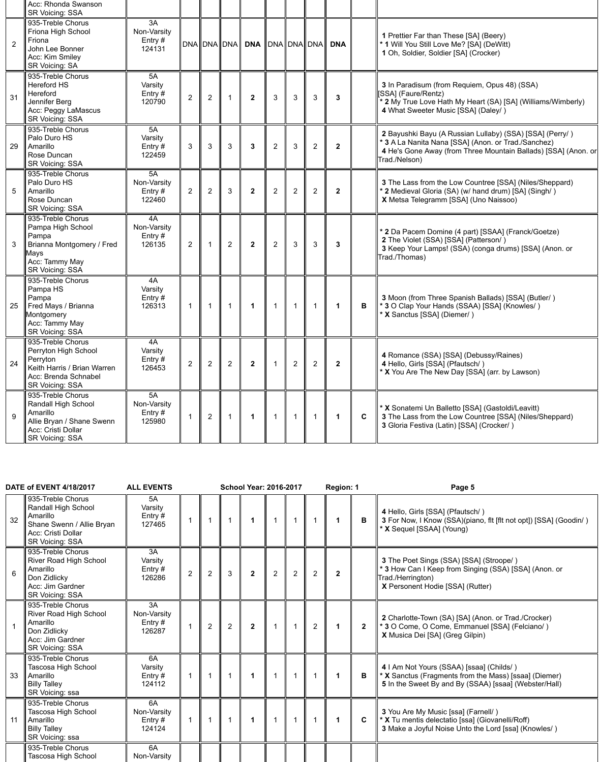| | | | | | | | | | | | |
|---|---|---|---|---|---|---|---|---|---|---|---|
| | Acc: Rhonda Swanson<br>SR Voicing: SSA | | | | | | | | | | | |
| 2 | 935-Treble Chorus<br>Friona High School<br>Friona<br>John Lee Bonner<br>Acc: Kim Smiley<br>SR Voicing: SA | 3A<br>Non-Varsity<br>Entry #<br>124131 | DNA | DNA | DNA | **DNA** | DNA | DNA | DNA | **DNA** | | **1** Prettier Far than These [SA] (Beery)<br>* **1** Will You Still Love Me? [SA] (DeWitt)<br>**1** Oh, Soldier, Soldier [SA] (Crocker) |
| 31 | 935-Treble Chorus<br>Hereford HS<br>Hereford<br>Jennifer Berg<br>Acc: Peggy LaMascus<br>SR Voicing: SSA | 5A<br>Varsity<br>Entry #<br>120790 | 2 | 2 | 1 | **2** | 3 | 3 | 3 | **3** | | **3** In Paradisum (from Requiem, Opus 48) (SSA) [SSA] (Faure/Rentz)<br>* **2** My True Love Hath My Heart (SA) [SA] (Williams/Wimberly)<br>**4** What Sweeter Music [SSA] (Daley/ ) |
| 29 | 935-Treble Chorus<br>Palo Duro HS<br>Amarillo<br>Rose Duncan<br>SR Voicing: SSA | 5A<br>Varsity<br>Entry #<br>122459 | 3 | 3 | 3 | **3** | 2 | 3 | 2 | **2** | | **2** Bayushki Bayu (A Russian Lullaby) (SSA) [SSA] (Perry/ )<br>* **3** A La Nanita Nana [SSA] (Anon. or Trad./Sanchez)<br>**4** He's Gone Away (from Three Mountain Ballads) [SSA] (Anon. or Trad./Nelson) |
| 5 | 935-Treble Chorus<br>Palo Duro HS<br>Amarillo<br>Rose Duncan<br>SR Voicing: SSA | 5A<br>Non-Varsity<br>Entry #<br>122460 | 2 | 2 | 3 | **2** | 2 | 2 | 2 | **2** | | **3** The Lass from the Low Countree [SSA] (Niles/Sheppard)<br>* **2** Medieval Gloria (SA) (w/ hand drum) [SA] (Singh/ )<br>**X** Metsa Telegramm [SSA] (Uno Naissoo) |
| 3 | 935-Treble Chorus<br>Pampa High School<br>Pampa<br>Brianna Montgomery / Fred Mays<br>Acc: Tammy May<br>SR Voicing: SSA | 4A<br>Non-Varsity<br>Entry #<br>126135 | 2 | 1 | 2 | **2** | 2 | 3 | 3 | **3** | | * **2** Da Pacem Domine (4 part) [SSAA] (Franck/Goetze)<br>**2** The Violet (SSA) [SSA] (Patterson/ )<br>**3** Keep Your Lamps! (SSA) (conga drums) [SSA] (Anon. or Trad./Thomas) |
| 25 | 935-Treble Chorus<br>Pampa HS<br>Pampa<br>Fred Mays / Brianna Montgomery<br>Acc: Tammy May<br>SR Voicing: SSA | 4A<br>Varsity<br>Entry #<br>126313 | 1 | 1 | 1 | **1** | 1 | 1 | 1 | **1** | **B** | **3** Moon (from Three Spanish Ballads) [SSA] (Butler/ )<br>* **3** O Clap Your Hands (SSAA) [SSA] (Knowles/ )<br>* **X** Sanctus [SSA] (Diemer/ ) |
| 24 | 935-Treble Chorus<br>Perryton High School<br>Perryton<br>Keith Harris / Brian Warren<br>Acc: Brenda Schnabel<br>SR Voicing: SSA | 4A<br>Varsity<br>Entry #<br>126453 | 2 | 2 | 2 | **2** | 1 | 2 | 2 | **2** | | **4** Romance (SSA) [SSA] (Debussy/Raines)<br>**4** Hello, Girls [SSA] (Pfautsch/ )<br>* **X** You Are The New Day [SSA] (arr. by Lawson) |
| 9 | 935-Treble Chorus<br>Randall High School<br>Amarillo<br>Allie Bryan / Shane Swenn<br>Acc: Cristi Dollar<br>SR Voicing: SSA | 5A<br>Non-Varsity<br>Entry #<br>125980 | 1 | 2 | 1 | **1** | 1 | 1 | 1 | **1** | **C** | * **X** Sonatemi Un Balletto [SSA] (Gastoldi/Leavitt)<br>**3** The Lass from the Low Countree [SSA] (Niles/Sheppard)<br>**3** Gloria Festiva (Latin) [SSA] (Crocker/ ) |

**DATE of EVENT 4/18/2017** **ALL EVENTS** **School Year: 2016-2017** **Region: 1**

| | | | | | | | | | | | | |
|---|---|---|---|---|---|---|---|---|---|---|---|---|
| 32 | 935-Treble Chorus<br>Randall High School<br>Amarillo<br>Shane Swenn / Allie Bryan<br>Acc: Cristi Dollar<br>SR Voicing: SSA | 5A<br>Varsity<br>Entry #<br>127465 | 1 | 1 | 1 | **1** | 1 | 1 | 1 | **1** | **B** | **4** Hello, Girls [SSA] (Pfautsch/ )<br>**3** For Now, I Know (SSA)(piano, flt [flt not opt]) [SSA] (Goodin/ )<br>* **X** Sequel [SSAA] (Young) |
| 6 | 935-Treble Chorus<br>River Road High School<br>Amarillo<br>Don Zidlicky<br>Acc: Jim Gardner<br>SR Voicing: SSA | 3A<br>Varsity<br>Entry #<br>126286 | 2 | 2 | 3 | **2** | 2 | 2 | 2 | **2** | | **3** The Poet Sings (SSA) [SSA] (Stroope/ )<br>* **3** How Can I Keep from Singing (SSA) [SSA] (Anon. or Trad./Herrington)<br>**X** Personent Hodie [SSA] (Rutter) |
| 1 | 935-Treble Chorus<br>River Road High School<br>Amarillo<br>Don Zidlicky<br>Acc: Jim Gardner<br>SR Voicing: SSA | 3A<br>Non-Varsity<br>Entry #<br>126287 | 1 | 2 | 2 | **2** | 1 | 1 | 2 | **1** | **2** | **2** Charlotte-Town (SA) [SA] (Anon. or Trad./Crocker)<br>* **3** O Come, O Come, Emmanuel [SSA] (Felciano/ )<br>**X** Musica Dei [SA] (Greg Gilpin) |
| 33 | 935-Treble Chorus<br>Tascosa High School<br>Amarillo<br>Billy Talley<br>SR Voicing: ssa | 6A<br>Varsity<br>Entry #<br>124112 | 1 | 1 | 1 | **1** | 1 | 1 | 1 | **1** | **B** | **4** I Am Not Yours (SSAA) [ssaa] (Childs/ )<br>* **X** Sanctus (Fragments from the Mass) [ssaa] (Diemer)<br>**5** In the Sweet By and By (SSAA) [ssaa] (Webster/Hall) |
| 11 | 935-Treble Chorus<br>Tascosa High School<br>Amarillo<br>Billy Talley<br>SR Voicing: ssa | 6A<br>Non-Varsity<br>Entry #<br>124124 | 1 | 1 | 1 | **1** | 1 | 1 | 1 | **1** | **C** | **3** You Are My Music [ssa] (Farnell/ )<br>* **X** Tu mentis delectatio [ssa] (Giovanelli/Roff)<br>**3** Make a Joyful Noise Unto the Lord [ssa] (Knowles/ ) |
| | 935-Treble Chorus<br>Tascosa High School | 6A<br>Non-Varsity | | | | | | | | | | |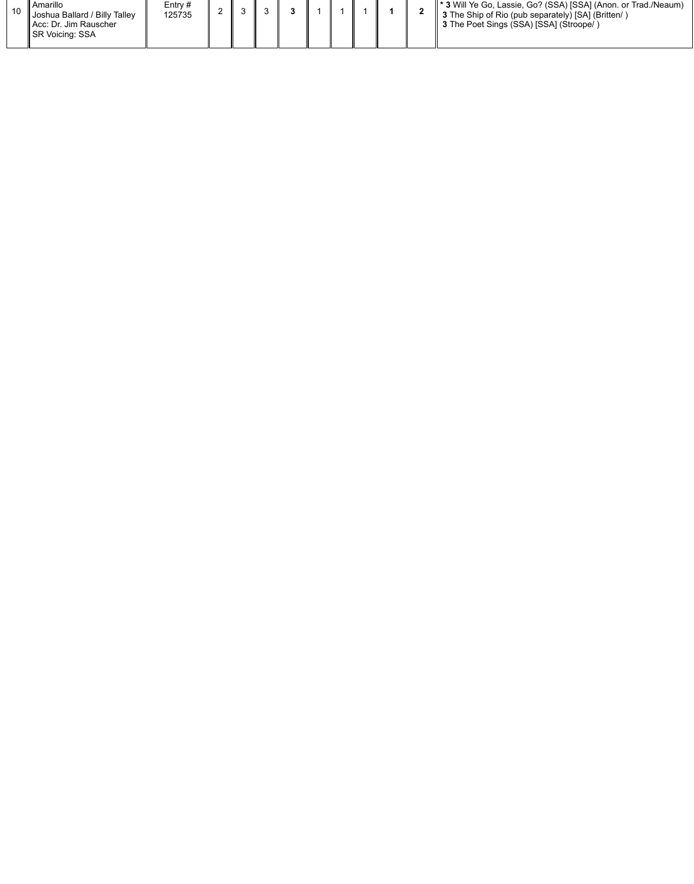| | | | | | | | | | | | | |
|---|---|---|---|---|---|---|---|---|---|---|---|---|
| 10 | Amarillo<br>Joshua Ballard / Billy Talley<br>Acc: Dr. Jim Rauscher<br>SR Voicing: SSA | Entry #<br>125735 | 2 | 3 | 3 | **3** | 1 | 1 | 1 | **1** | **2** | * **3** Will Ye Go, Lassie, Go? (SSA) [SSA] (Anon. or Trad./Neaum)<br>**3** The Ship of Rio (pub separately) [SA] (Britten/ )<br>**3** The Poet Sings (SSA) [SSA] (Stroope/ ) |